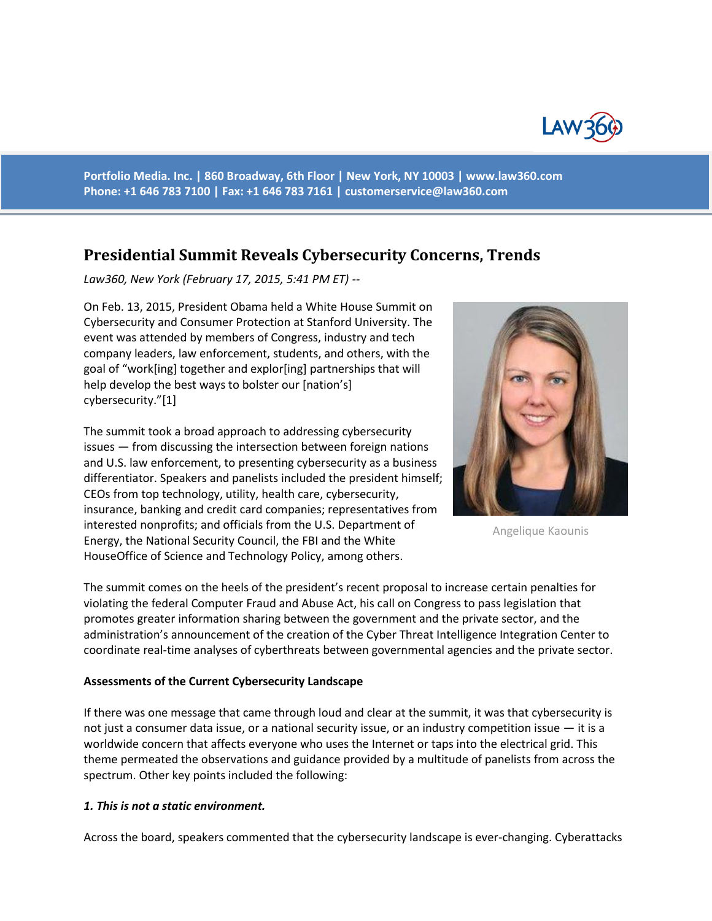Portfolio Media. Inc. | 860 Broadway, 6th Floor | New York, NY 10003 | www.law360.com
Phone: +1 646 783 7100 | Fax: +1 646 783 7161 | customerservice@law360.com

# Presidential Summit Reveals Cybersecurity Concerns, Trends

*Law360, New York (February 17, 2015, 5:41 PM ET) --*

On Feb. 13, 2015, President Obama held a White House Summit on Cybersecurity and Consumer Protection at Stanford University. The event was attended by members of Congress, industry and tech company leaders, law enforcement, students, and others, with the goal of "work[ing] together and explor[ing] partnerships that will help develop the best ways to bolster our [nation's] cybersecurity."[1]

Angelique Kaounis

The summit took a broad approach to addressing cybersecurity issues — from discussing the intersection between foreign nations and U.S. law enforcement, to presenting cybersecurity as a business differentiator. Speakers and panelists included the president himself; CEOs from top technology, utility, health care, cybersecurity, insurance, banking and credit card companies; representatives from interested nonprofits; and officials from the U.S. Department of Energy, the National Security Council, the FBI and the White HouseOffice of Science and Technology Policy, among others.

The summit comes on the heels of the president's recent proposal to increase certain penalties for violating the federal Computer Fraud and Abuse Act, his call on Congress to pass legislation that promotes greater information sharing between the government and the private sector, and the administration's announcement of the creation of the Cyber Threat Intelligence Integration Center to coordinate real-time analyses of cyberthreats between governmental agencies and the private sector.

**Assessments of the Current Cybersecurity Landscape**

If there was one message that came through loud and clear at the summit, it was that cybersecurity is not just a consumer data issue, or a national security issue, or an industry competition issue — it is a worldwide concern that affects everyone who uses the Internet or taps into the electrical grid. This theme permeated the observations and guidance provided by a multitude of panelists from across the spectrum. Other key points included the following:

***1. This is not a static environment.***

Across the board, speakers commented that the cybersecurity landscape is ever-changing. Cyberattacks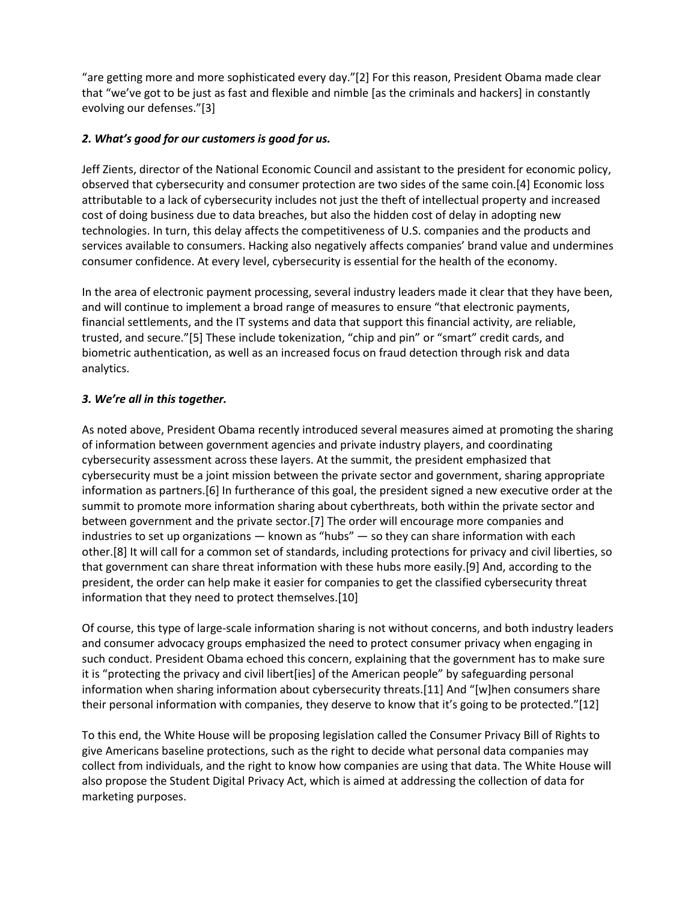"are getting more and more sophisticated every day."[2] For this reason, President Obama made clear that "we've got to be just as fast and flexible and nimble [as the criminals and hackers] in constantly evolving our defenses."[3]

### *2. What's good for our customers is good for us.*

Jeff Zients, director of the National Economic Council and assistant to the president for economic policy, observed that cybersecurity and consumer protection are two sides of the same coin.[4] Economic loss attributable to a lack of cybersecurity includes not just the theft of intellectual property and increased cost of doing business due to data breaches, but also the hidden cost of delay in adopting new technologies. In turn, this delay affects the competitiveness of U.S. companies and the products and services available to consumers. Hacking also negatively affects companies' brand value and undermines consumer confidence. At every level, cybersecurity is essential for the health of the economy.

In the area of electronic payment processing, several industry leaders made it clear that they have been, and will continue to implement a broad range of measures to ensure "that electronic payments, financial settlements, and the IT systems and data that support this financial activity, are reliable, trusted, and secure."[5] These include tokenization, "chip and pin" or "smart" credit cards, and biometric authentication, as well as an increased focus on fraud detection through risk and data analytics.

### *3. We're all in this together.*

As noted above, President Obama recently introduced several measures aimed at promoting the sharing of information between government agencies and private industry players, and coordinating cybersecurity assessment across these layers. At the summit, the president emphasized that cybersecurity must be a joint mission between the private sector and government, sharing appropriate information as partners.[6] In furtherance of this goal, the president signed a new executive order at the summit to promote more information sharing about cyberthreats, both within the private sector and between government and the private sector.[7] The order will encourage more companies and industries to set up organizations — known as "hubs" — so they can share information with each other.[8] It will call for a common set of standards, including protections for privacy and civil liberties, so that government can share threat information with these hubs more easily.[9] And, according to the president, the order can help make it easier for companies to get the classified cybersecurity threat information that they need to protect themselves.[10]

Of course, this type of large-scale information sharing is not without concerns, and both industry leaders and consumer advocacy groups emphasized the need to protect consumer privacy when engaging in such conduct. President Obama echoed this concern, explaining that the government has to make sure it is "protecting the privacy and civil libert[ies] of the American people" by safeguarding personal information when sharing information about cybersecurity threats.[11] And "[w]hen consumers share their personal information with companies, they deserve to know that it's going to be protected."[12]

To this end, the White House will be proposing legislation called the Consumer Privacy Bill of Rights to give Americans baseline protections, such as the right to decide what personal data companies may collect from individuals, and the right to know how companies are using that data. The White House will also propose the Student Digital Privacy Act, which is aimed at addressing the collection of data for marketing purposes.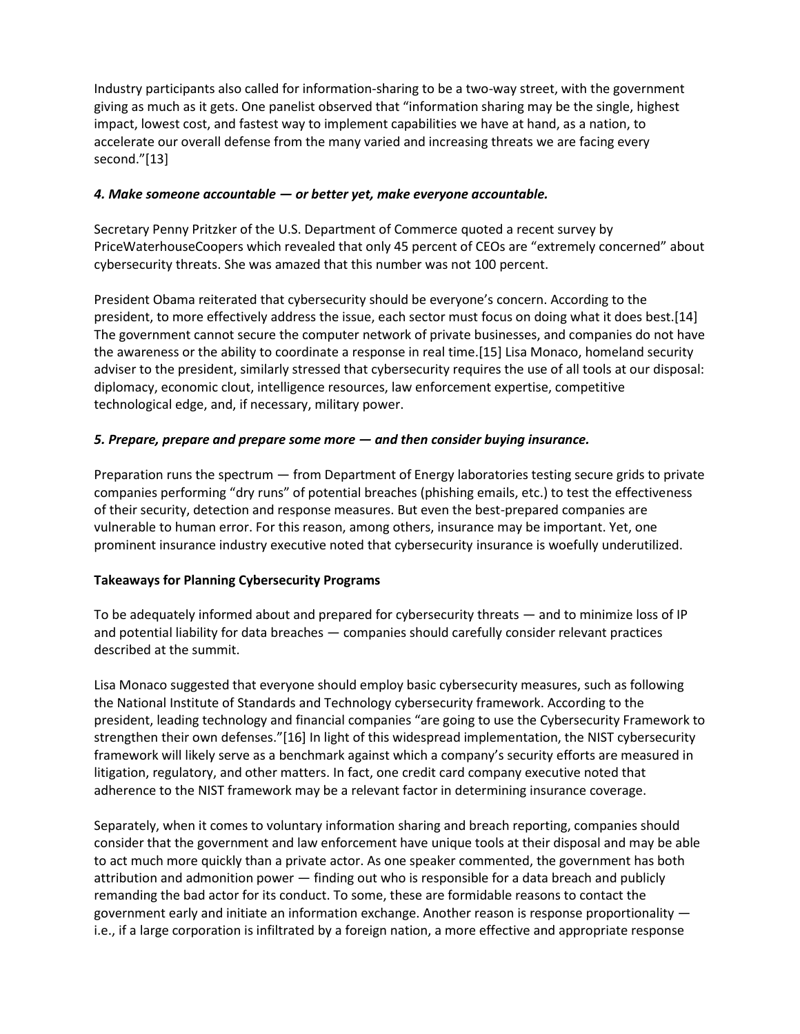Industry participants also called for information-sharing to be a two-way street, with the government giving as much as it gets. One panelist observed that "information sharing may be the single, highest impact, lowest cost, and fastest way to implement capabilities we have at hand, as a nation, to accelerate our overall defense from the many varied and increasing threats we are facing every second."[13]

#### *4. Make someone accountable — or better yet, make everyone accountable.*

Secretary Penny Pritzker of the U.S. Department of Commerce quoted a recent survey by PriceWaterhouseCoopers which revealed that only 45 percent of CEOs are "extremely concerned" about cybersecurity threats. She was amazed that this number was not 100 percent.

President Obama reiterated that cybersecurity should be everyone's concern. According to the president, to more effectively address the issue, each sector must focus on doing what it does best.[14] The government cannot secure the computer network of private businesses, and companies do not have the awareness or the ability to coordinate a response in real time.[15] Lisa Monaco, homeland security adviser to the president, similarly stressed that cybersecurity requires the use of all tools at our disposal: diplomacy, economic clout, intelligence resources, law enforcement expertise, competitive technological edge, and, if necessary, military power.

#### *5. Prepare, prepare and prepare some more — and then consider buying insurance.*

Preparation runs the spectrum — from Department of Energy laboratories testing secure grids to private companies performing "dry runs" of potential breaches (phishing emails, etc.) to test the effectiveness of their security, detection and response measures. But even the best-prepared companies are vulnerable to human error. For this reason, among others, insurance may be important. Yet, one prominent insurance industry executive noted that cybersecurity insurance is woefully underutilized.

### Takeaways for Planning Cybersecurity Programs

To be adequately informed about and prepared for cybersecurity threats — and to minimize loss of IP and potential liability for data breaches — companies should carefully consider relevant practices described at the summit.

Lisa Monaco suggested that everyone should employ basic cybersecurity measures, such as following the National Institute of Standards and Technology cybersecurity framework. According to the president, leading technology and financial companies "are going to use the Cybersecurity Framework to strengthen their own defenses."[16] In light of this widespread implementation, the NIST cybersecurity framework will likely serve as a benchmark against which a company's security efforts are measured in litigation, regulatory, and other matters. In fact, one credit card company executive noted that adherence to the NIST framework may be a relevant factor in determining insurance coverage.

Separately, when it comes to voluntary information sharing and breach reporting, companies should consider that the government and law enforcement have unique tools at their disposal and may be able to act much more quickly than a private actor. As one speaker commented, the government has both attribution and admonition power — finding out who is responsible for a data breach and publicly remanding the bad actor for its conduct. To some, these are formidable reasons to contact the government early and initiate an information exchange. Another reason is response proportionality — i.e., if a large corporation is infiltrated by a foreign nation, a more effective and appropriate response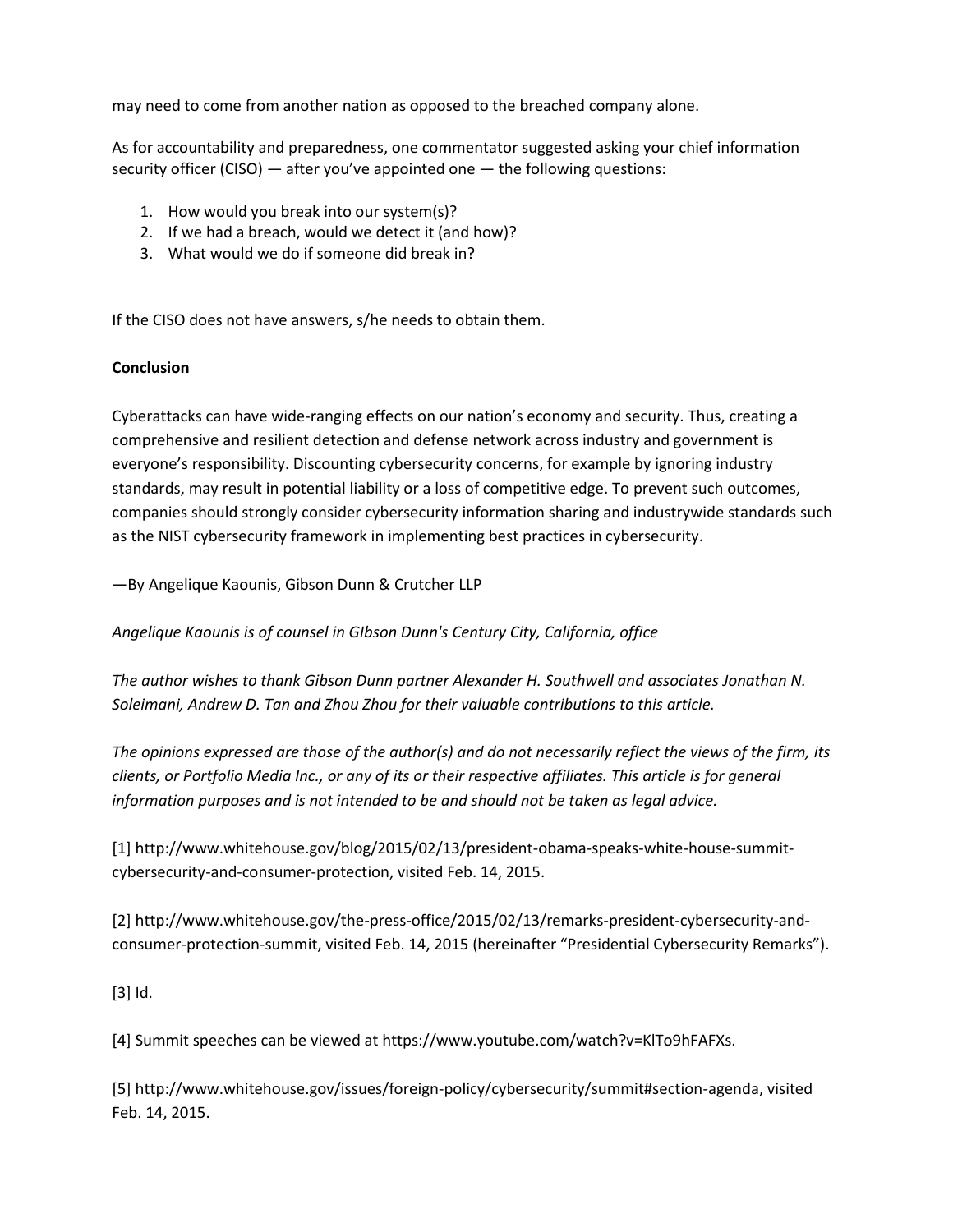may need to come from another nation as opposed to the breached company alone.

As for accountability and preparedness, one commentator suggested asking your chief information security officer (CISO) — after you've appointed one — the following questions:

1. How would you break into our system(s)?
2. If we had a breach, would we detect it (and how)?
3. What would we do if someone did break in?

If the CISO does not have answers, s/he needs to obtain them.

**Conclusion**

Cyberattacks can have wide-ranging effects on our nation's economy and security. Thus, creating a comprehensive and resilient detection and defense network across industry and government is everyone's responsibility. Discounting cybersecurity concerns, for example by ignoring industry standards, may result in potential liability or a loss of competitive edge. To prevent such outcomes, companies should strongly consider cybersecurity information sharing and industrywide standards such as the NIST cybersecurity framework in implementing best practices in cybersecurity.

—By Angelique Kaounis, Gibson Dunn & Crutcher LLP

*Angelique Kaounis is of counsel in GIbson Dunn's Century City, California, office*

*The author wishes to thank Gibson Dunn partner Alexander H. Southwell and associates Jonathan N. Soleimani, Andrew D. Tan and Zhou Zhou for their valuable contributions to this article.*

*The opinions expressed are those of the author(s) and do not necessarily reflect the views of the firm, its clients, or Portfolio Media Inc., or any of its or their respective affiliates. This article is for general information purposes and is not intended to be and should not be taken as legal advice.*

[1] http://www.whitehouse.gov/blog/2015/02/13/president-obama-speaks-white-house-summit-cybersecurity-and-consumer-protection, visited Feb. 14, 2015.

[2] http://www.whitehouse.gov/the-press-office/2015/02/13/remarks-president-cybersecurity-and-consumer-protection-summit, visited Feb. 14, 2015 (hereinafter "Presidential Cybersecurity Remarks").

[3] Id.

[4] Summit speeches can be viewed at https://www.youtube.com/watch?v=KlTo9hFAFXs.

[5] http://www.whitehouse.gov/issues/foreign-policy/cybersecurity/summit#section-agenda, visited Feb. 14, 2015.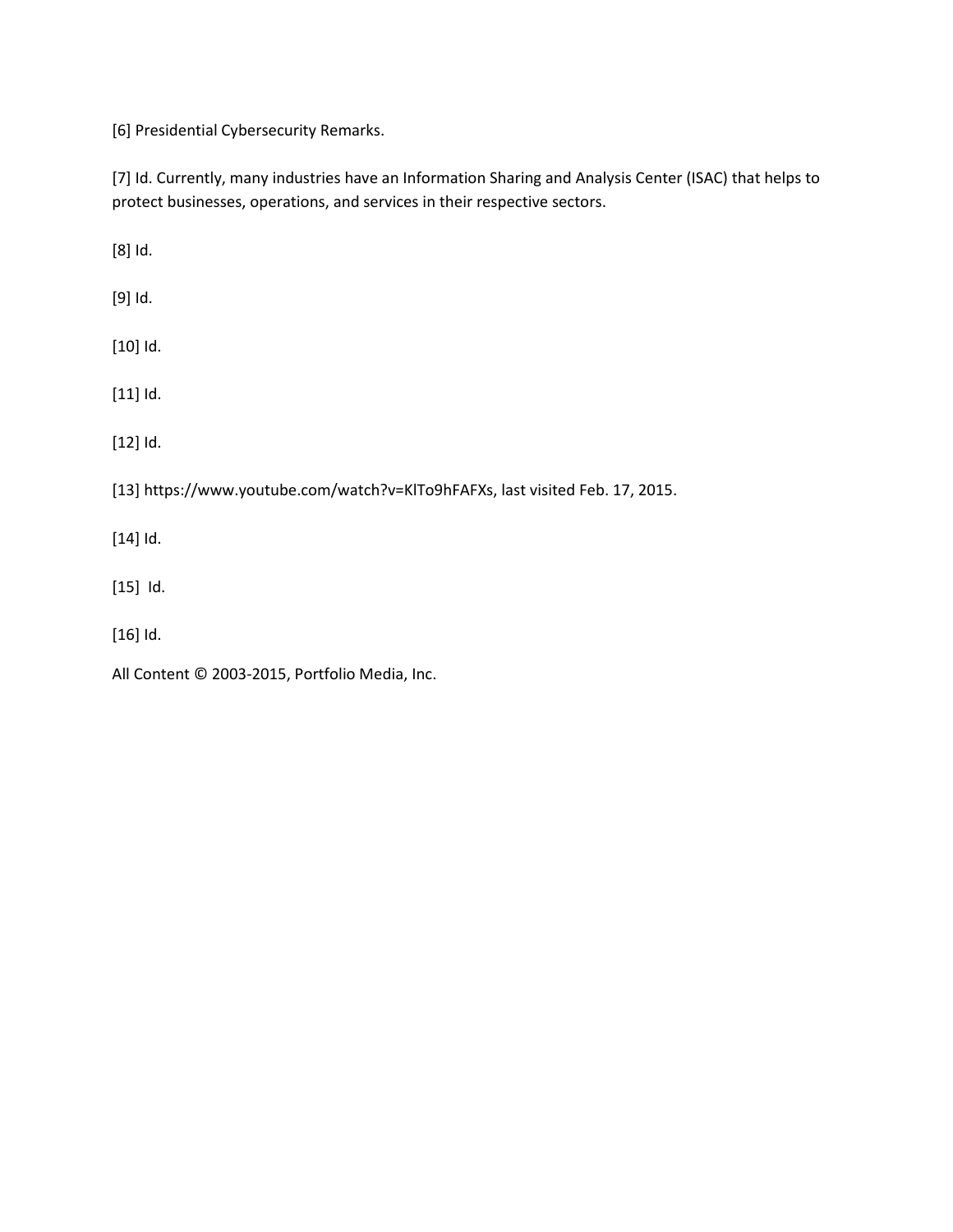[6] Presidential Cybersecurity Remarks.

[7] Id. Currently, many industries have an Information Sharing and Analysis Center (ISAC) that helps to protect businesses, operations, and services in their respective sectors.

[8] Id.

[9] Id.

[10] Id.

[11] Id.

[12] Id.

[13] https://www.youtube.com/watch?v=KlTo9hFAFXs, last visited Feb. 17, 2015.

[14] Id.

[15] Id.

[16] Id.

All Content © 2003-2015, Portfolio Media, Inc.